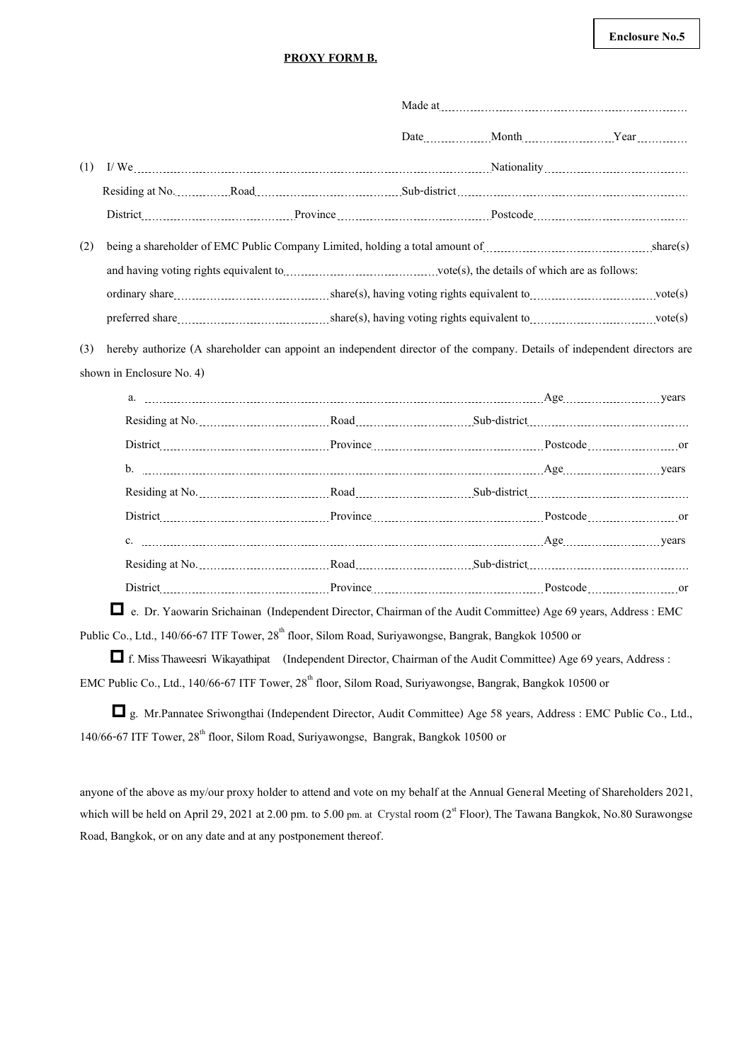**Enclosure No.5**

**PROXY FORM B.**

Made at ………………………………………………

Date ……………… Month ……………………… Year …………

(1) I/ We …………………………………………………………………………………… Nationality ……………………………………

Residing at No. …………… Road ……………………………… Sub-district ………………………………………………………

District ……………………………… Province ……………………………… Postcode ……………………………………

(2) being a shareholder of EMC Public Company Limited, holding a total amount of …………………………………… share(s)

and having voting rights equivalent to ……………………………… vote(s), the details of which are as follows:

ordinary share ……………………………… share(s), having voting rights equivalent to ………………………… vote(s)

preferred share ……………………………… share(s), having voting rights equivalent to ………………………… vote(s)

(3) hereby authorize (A shareholder can appoint an independent director of the company. Details of independent directors are shown in Enclosure No. 4)

a. …………………………………………………………………………………………… Age ……………………… years

Residing at No. ……………………………… Road ……………………………… Sub-district ……………………………………

District ……………………………… Province ……………………………… Postcode ……………………… or

b. …………………………………………………………………………………………… Age ……………………… years

Residing at No. ……………………………… Road ……………………………… Sub-district ……………………………………

District ……………………………… Province ……………………………… Postcode ……………………… or

c. …………………………………………………………………………………………… Age ……………………… years

Residing at No. ……………………………… Road ……………………………… Sub-district ……………………………………

District ……………………………… Province ……………………………… Postcode ……………………… or

☐ e. Dr. Yaowarin Srichainan (Independent Director, Chairman of the Audit Committee) Age 69 years, Address : EMC Public Co., Ltd., 140/66-67 ITF Tower, 28th floor, Silom Road, Suriyawongse, Bangrak, Bangkok 10500 or

☐ f. Miss Thaweesri Wikayathipat (Independent Director, Chairman of the Audit Committee) Age 69 years, Address : EMC Public Co., Ltd., 140/66-67 ITF Tower, 28th floor, Silom Road, Suriyawongse, Bangrak, Bangkok 10500 or

☐ g. Mr.Pannatee Sriwongthai (Independent Director, Audit Committee) Age 58 years, Address : EMC Public Co., Ltd., 140/66-67 ITF Tower, 28th floor, Silom Road, Suriyawongse, Bangrak, Bangkok 10500 or

anyone of the above as my/our proxy holder to attend and vote on my behalf at the Annual General Meeting of Shareholders 2021, which will be held on April 29, 2021 at 2.00 pm. to 5.00 pm. at Crystal room (2st Floor), The Tawana Bangkok, No.80 Surawongse Road, Bangkok, or on any date and at any postponement thereof.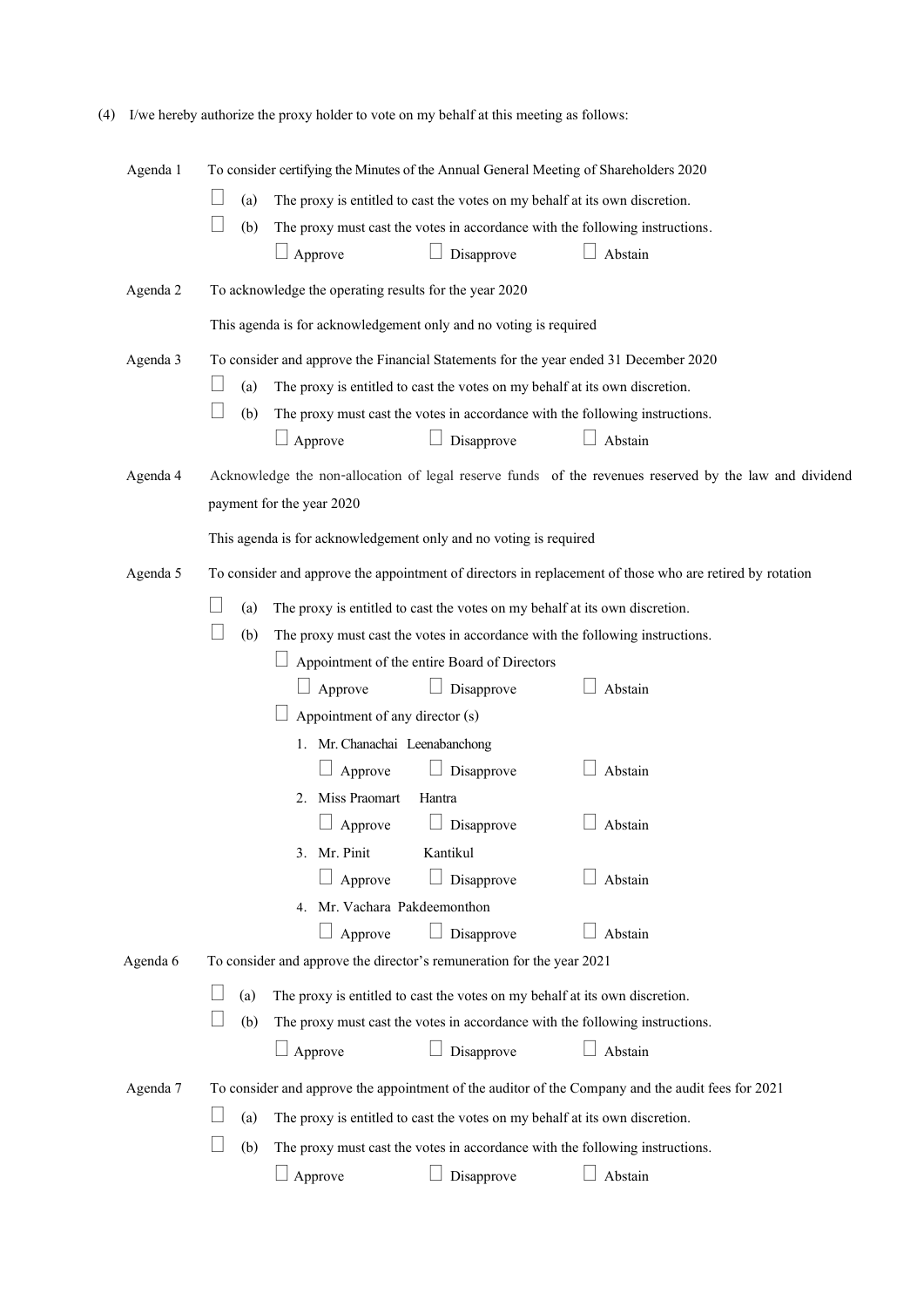(4) I/we hereby authorize the proxy holder to vote on my behalf at this meeting as follows:

**Agenda 1** To consider certifying the Minutes of the Annual General Meeting of Shareholders 2020

☐ (a) The proxy is entitled to cast the votes on my behalf at its own discretion.

☐ (b) The proxy must cast the votes in accordance with the following instructions.

☐ Approve ☐ Disapprove ☐ Abstain

**Agenda 2** To acknowledge the operating results for the year 2020

This agenda is for acknowledgement only and no voting is required

**Agenda 3** To consider and approve the Financial Statements for the year ended 31 December 2020

☐ (a) The proxy is entitled to cast the votes on my behalf at its own discretion.

☐ (b) The proxy must cast the votes in accordance with the following instructions.

☐ Approve ☐ Disapprove ☐ Abstain

**Agenda 4** Acknowledge the non-allocation of legal reserve funds of the revenues reserved by the law and dividend payment for the year 2020

This agenda is for acknowledgement only and no voting is required

**Agenda 5** To consider and approve the appointment of directors in replacement of those who are retired by rotation

☐ (a) The proxy is entitled to cast the votes on my behalf at its own discretion.

☐ (b) The proxy must cast the votes in accordance with the following instructions.

☐ Appointment of the entire Board of Directors

☐ Approve ☐ Disapprove ☐ Abstain

☐ Appointment of any director (s)

1. Mr. Chanachai Leenabanchong

☐ Approve ☐ Disapprove ☐ Abstain

2. Miss Praomart Hantra

☐ Approve ☐ Disapprove ☐ Abstain

3. Mr. Pinit Kantikul

☐ Approve ☐ Disapprove ☐ Abstain

4. Mr. Vachara Pakdeemonthon

☐ Approve ☐ Disapprove ☐ Abstain

**Agenda 6** To consider and approve the director's remuneration for the year 2021

☐ (a) The proxy is entitled to cast the votes on my behalf at its own discretion.

☐ (b) The proxy must cast the votes in accordance with the following instructions.

☐ Approve ☐ Disapprove ☐ Abstain

**Agenda 7** To consider and approve the appointment of the auditor of the Company and the audit fees for 2021

☐ (a) The proxy is entitled to cast the votes on my behalf at its own discretion.

☐ (b) The proxy must cast the votes in accordance with the following instructions.

☐ Approve ☐ Disapprove ☐ Abstain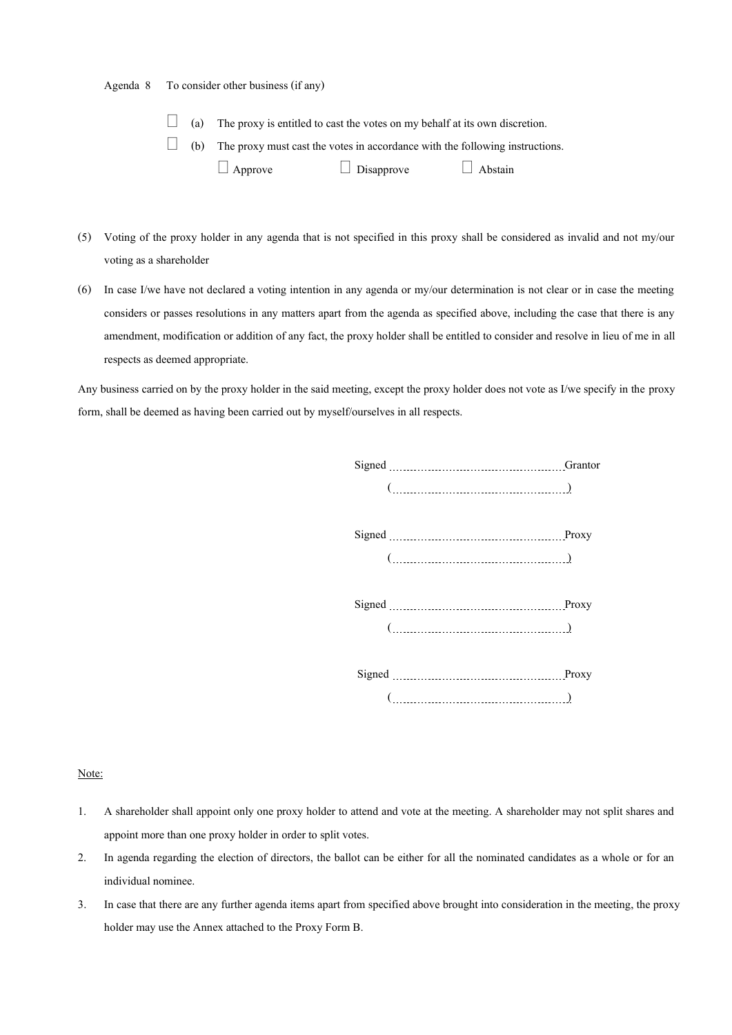Agenda 8 To consider other business (if any)

☐ (a) The proxy is entitled to cast the votes on my behalf at its own discretion.

☐ (b) The proxy must cast the votes in accordance with the following instructions.

☐ Approve ☐ Disapprove ☐ Abstain

(5) Voting of the proxy holder in any agenda that is not specified in this proxy shall be considered as invalid and not my/our voting as a shareholder

(6) In case I/we have not declared a voting intention in any agenda or my/our determination is not clear or in case the meeting considers or passes resolutions in any matters apart from the agenda as specified above, including the case that there is any amendment, modification or addition of any fact, the proxy holder shall be entitled to consider and resolve in lieu of me in all respects as deemed appropriate.

Any business carried on by the proxy holder in the said meeting, except the proxy holder does not vote as I/we specify in the proxy form, shall be deemed as having been carried out by myself/ourselves in all respects.

Signed ............................................ Grantor
( ............................................ )

Signed ............................................ Proxy
( ............................................ )

Signed ............................................ Proxy
( ............................................ )

Signed ............................................ Proxy
( ............................................ )

Note:

1. A shareholder shall appoint only one proxy holder to attend and vote at the meeting. A shareholder may not split shares and appoint more than one proxy holder in order to split votes.
2. In agenda regarding the election of directors, the ballot can be either for all the nominated candidates as a whole or for an individual nominee.
3. In case that there are any further agenda items apart from specified above brought into consideration in the meeting, the proxy holder may use the Annex attached to the Proxy Form B.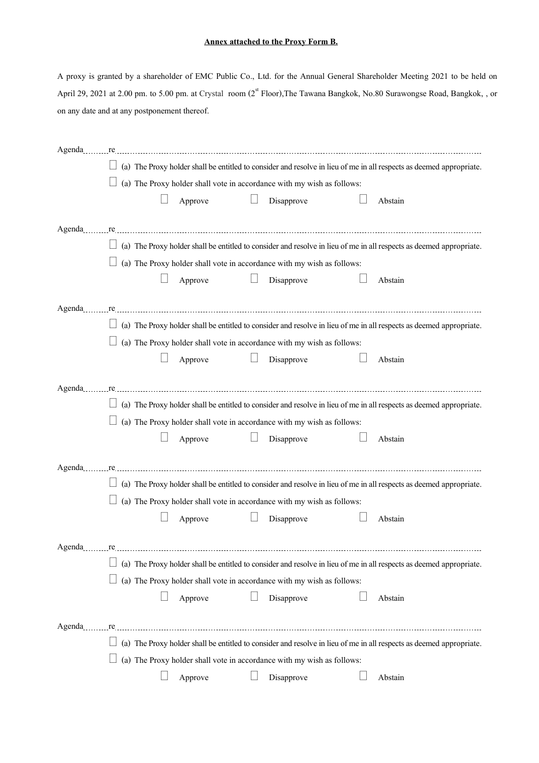**Annex attached to the Proxy Form B.**

A proxy is granted by a shareholder of EMC Public Co., Ltd. for the Annual General Shareholder Meeting 2021 to be held on April 29, 2021 at 2.00 pm. to 5.00 pm. at Crystal room (2st Floor),The Tawana Bangkok, No.80 Surawongse Road, Bangkok, , or on any date and at any postponement thereof.

Agenda..........re..............................................................................................................................................

☐ (a) The Proxy holder shall be entitled to consider and resolve in lieu of me in all respects as deemed appropriate.

☐ (a) The Proxy holder shall vote in accordance with my wish as follows:

☐ Approve ☐ Disapprove ☐ Abstain

Agenda..........re..............................................................................................................................................

☐ (a) The Proxy holder shall be entitled to consider and resolve in lieu of me in all respects as deemed appropriate.

☐ (a) The Proxy holder shall vote in accordance with my wish as follows:

☐ Approve ☐ Disapprove ☐ Abstain

Agenda..........re..............................................................................................................................................

☐ (a) The Proxy holder shall be entitled to consider and resolve in lieu of me in all respects as deemed appropriate.

☐ (a) The Proxy holder shall vote in accordance with my wish as follows:

☐ Approve ☐ Disapprove ☐ Abstain

Agenda..........re..............................................................................................................................................

☐ (a) The Proxy holder shall be entitled to consider and resolve in lieu of me in all respects as deemed appropriate.

☐ (a) The Proxy holder shall vote in accordance with my wish as follows:

☐ Approve ☐ Disapprove ☐ Abstain

Agenda..........re..............................................................................................................................................

☐ (a) The Proxy holder shall be entitled to consider and resolve in lieu of me in all respects as deemed appropriate.

☐ (a) The Proxy holder shall vote in accordance with my wish as follows:

☐ Approve ☐ Disapprove ☐ Abstain

Agenda..........re..............................................................................................................................................

☐ (a) The Proxy holder shall be entitled to consider and resolve in lieu of me in all respects as deemed appropriate.

☐ (a) The Proxy holder shall vote in accordance with my wish as follows:

☐ Approve ☐ Disapprove ☐ Abstain

Agenda..........re..............................................................................................................................................

☐ (a) The Proxy holder shall be entitled to consider and resolve in lieu of me in all respects as deemed appropriate.

☐ (a) The Proxy holder shall vote in accordance with my wish as follows:

☐ Approve ☐ Disapprove ☐ Abstain